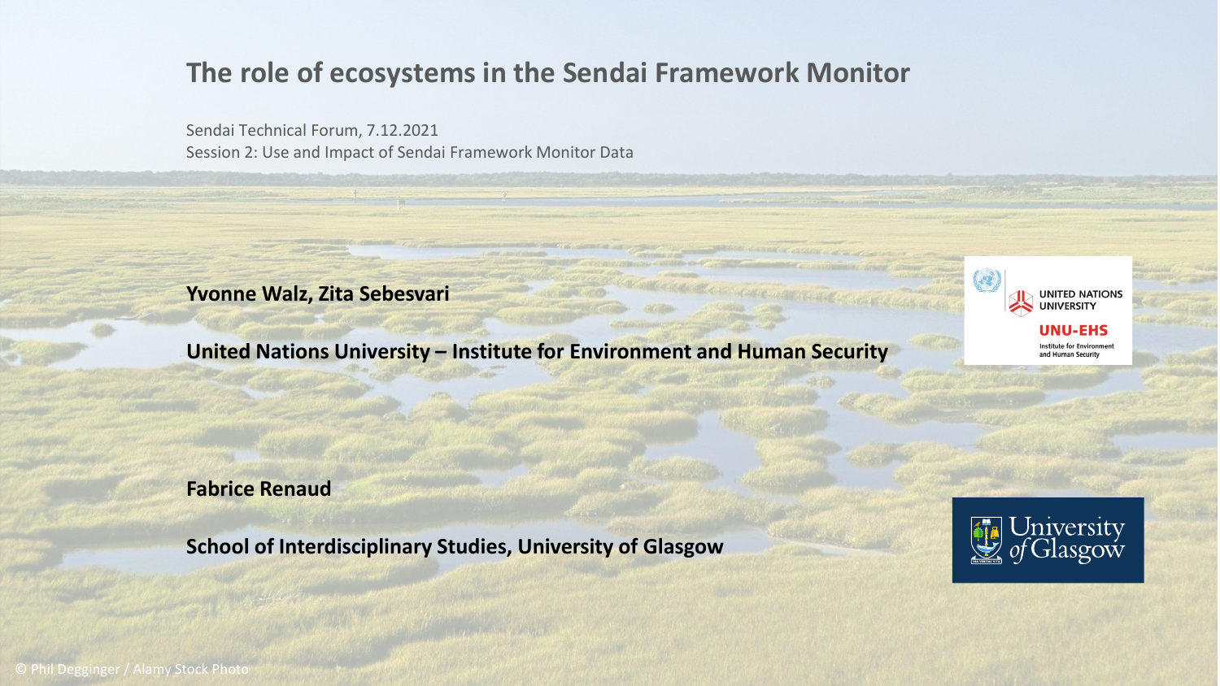# The role of ecosystems in the Sendai Framework Monitor

Sendai Technical Forum, 7.12.2021

Session 2: Use and Impact of Sendai Framework Monitor Data

**Yvonne Walz, Zita Sebesvari**

**United Nations University – Institute for Environment and Human Security**

**Fabrice Renaud**

**School of Interdisciplinary Studies, University of Glasgow**

© Phil Degginger / Alamy Stock Photo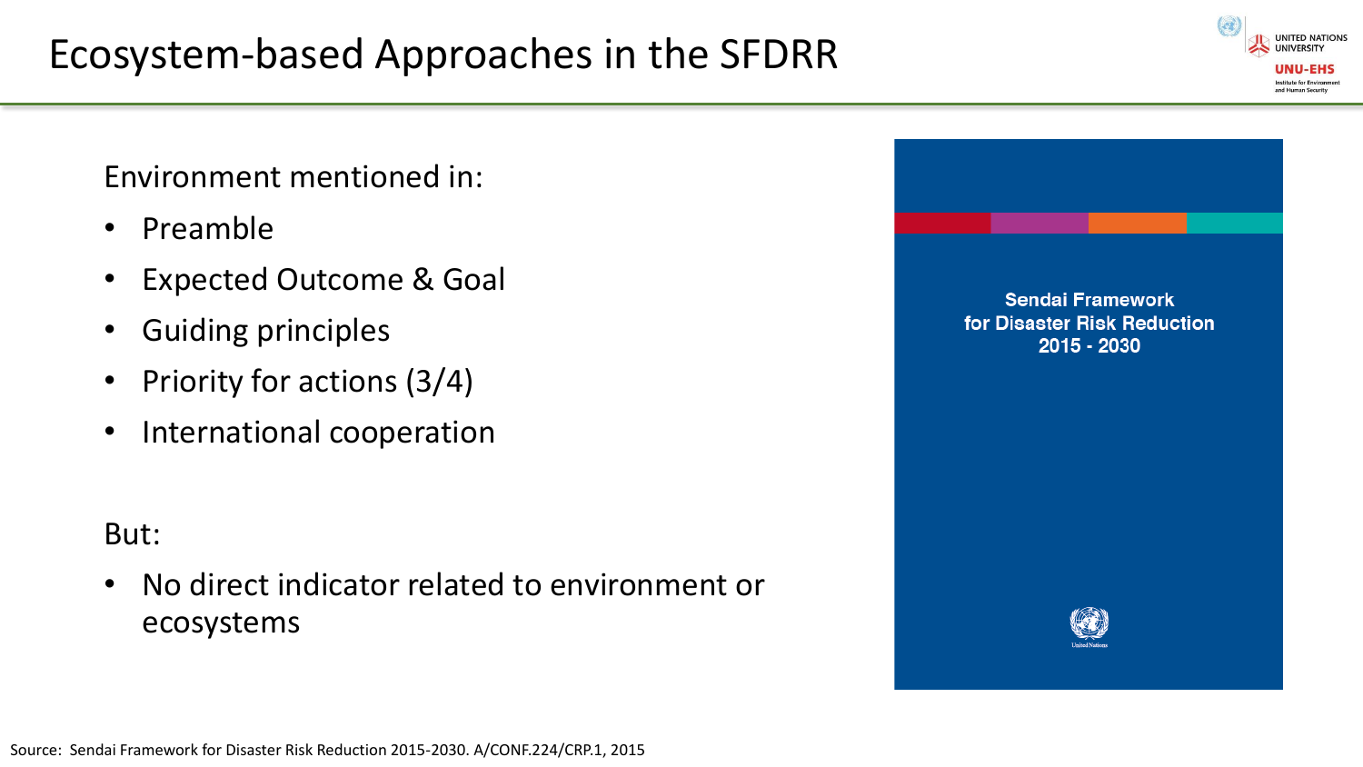# Ecosystem-based Approaches in the SFDRR

Environment mentioned in:

- Preamble
- Expected Outcome & Goal
- Guiding principles
- Priority for actions (3/4)
- International cooperation

But:

- No direct indicator related to environment or ecosystems

Sendai Framework for Disaster Risk Reduction 2015 - 2030

Source: Sendai Framework for Disaster Risk Reduction 2015-2030. A/CONF.224/CRP.1, 2015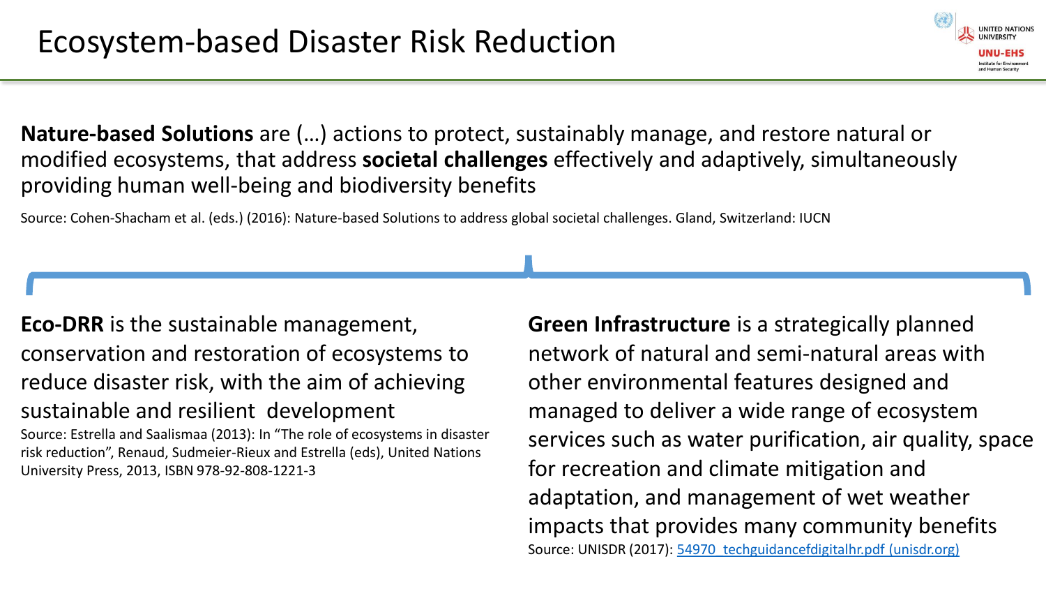# Ecosystem-based Disaster Risk Reduction

**Nature-based Solutions** are (…) actions to protect, sustainably manage, and restore natural or modified ecosystems, that address **societal challenges** effectively and adaptively, simultaneously providing human well-being and biodiversity benefits

Source: Cohen-Shacham et al. (eds.) (2016): Nature-based Solutions to address global societal challenges. Gland, Switzerland: IUCN

**Eco-DRR** is the sustainable management, conservation and restoration of ecosystems to reduce disaster risk, with the aim of achieving sustainable and resilient development

Source: Estrella and Saalismaa (2013): In "The role of ecosystems in disaster risk reduction", Renaud, Sudmeier-Rieux and Estrella (eds), United Nations University Press, 2013, ISBN 978-92-808-1221-3

**Green Infrastructure** is a strategically planned network of natural and semi-natural areas with other environmental features designed and managed to deliver a wide range of ecosystem services such as water purification, air quality, space for recreation and climate mitigation and adaptation, and management of wet weather impacts that provides many community benefits

Source: UNISDR (2017): 54970_techguidancefdigitalhr.pdf (unisdr.org)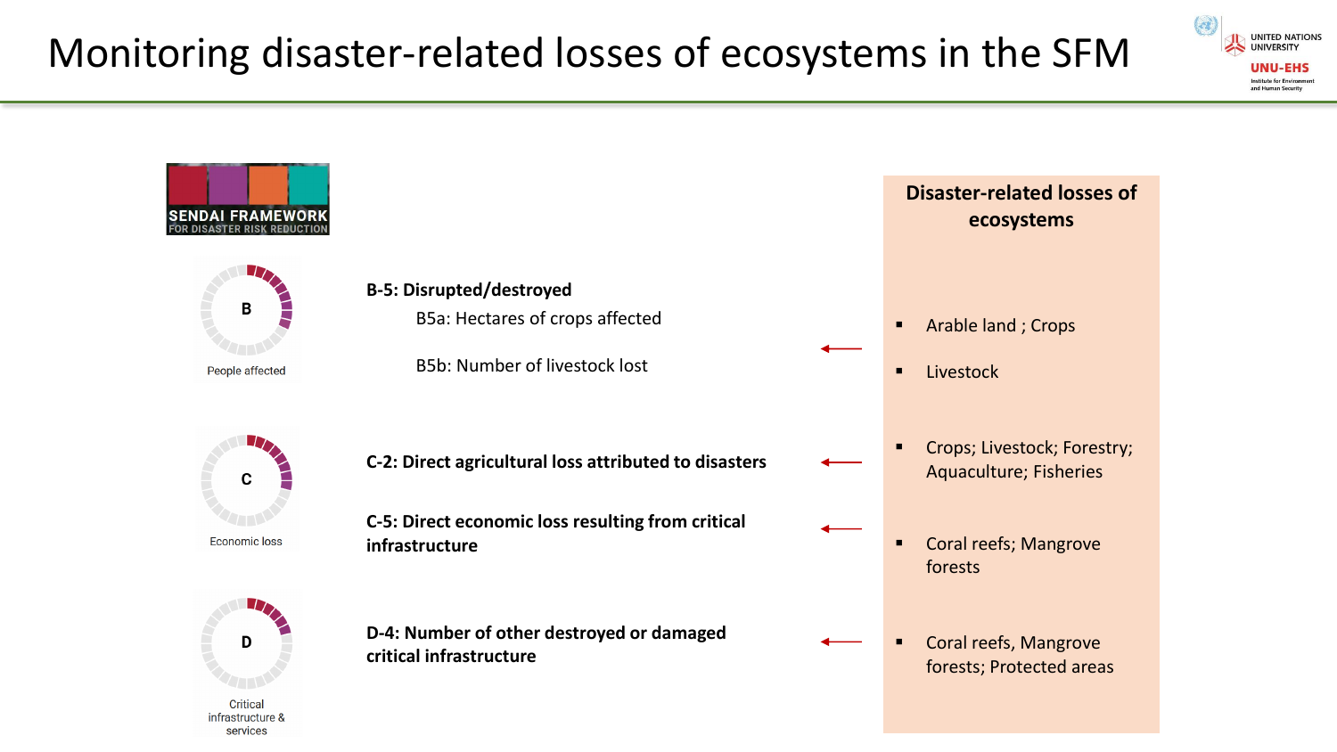# Monitoring disaster-related losses of ecosystems in the SFM

SENDAI FRAMEWORK FOR DISASTER RISK REDUCTION

| Target | Indicator | Disaster-related losses of ecosystems |
|---|---|---|
| B – People affected | **B-5: Disrupted/destroyed**<br>B5a: Hectares of crops affected<br>B5b: Number of livestock lost | ▪ Arable land ; Crops<br>▪ Livestock |
| C – Economic loss | **C-2: Direct agricultural loss attributed to disasters** | ▪ Crops; Livestock; Forestry; Aquaculture; Fisheries |
| C – Economic loss | **C-5: Direct economic loss resulting from critical infrastructure** | ▪ Coral reefs; Mangrove forests |
| D – Critical infrastructure & services | **D-4: Number of other destroyed or damaged critical infrastructure** | ▪ Coral reefs, Mangrove forests; Protected areas |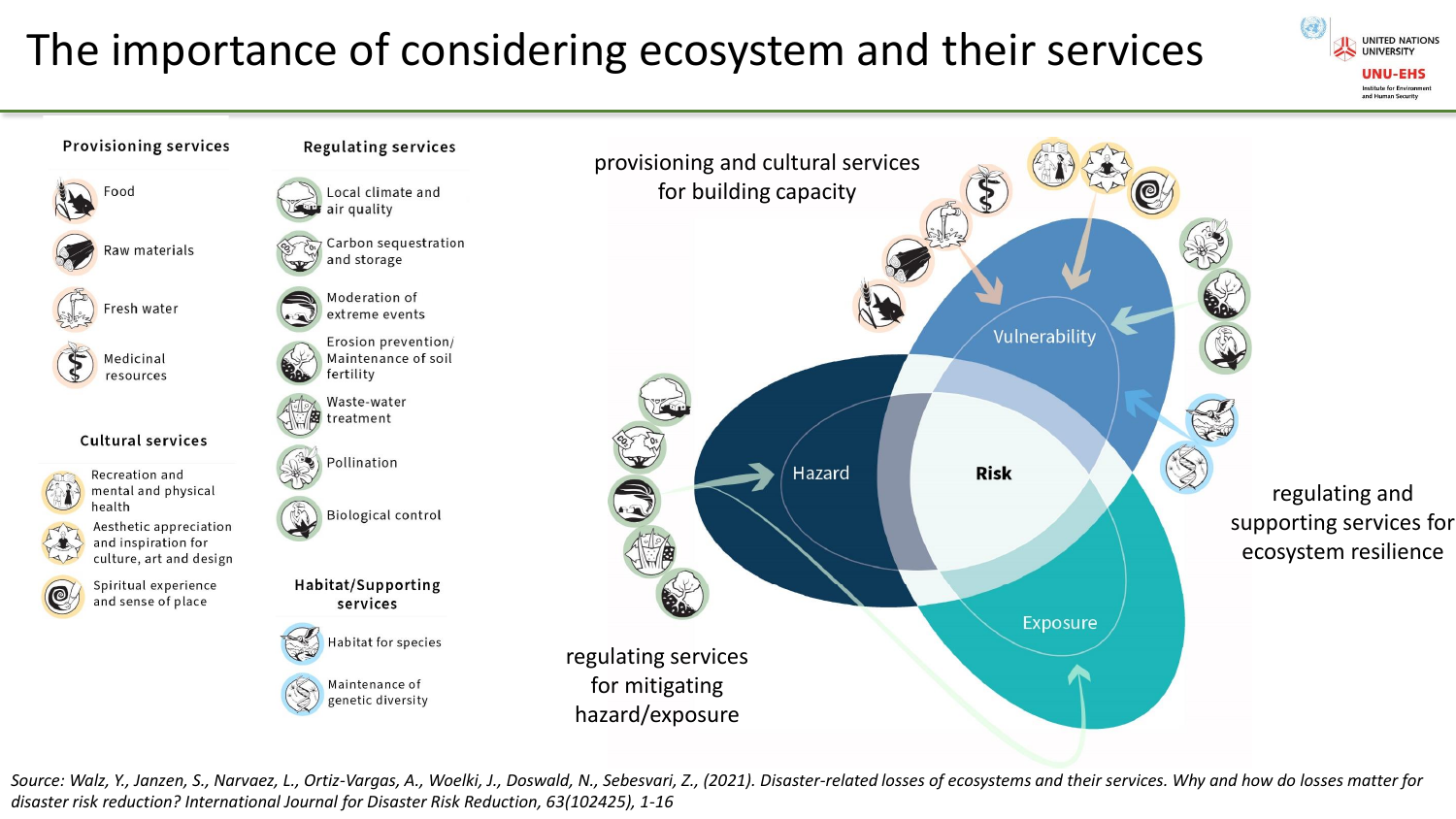# The importance of considering ecosystem and their services

### Provisioning services

- Food
- Raw materials
- Fresh water
- Medicinal resources

### Cultural services

- Recreation and mental and physical health
- Aesthetic appreciation and inspiration for culture, art and design
- Spiritual experience and sense of place

### Regulating services

- Local climate and air quality
- Carbon sequestration and storage
- Moderation of extreme events
- Erosion prevention/ Maintenance of soil fertility
- Waste-water treatment
- Pollination
- Biological control

### Habitat/Supporting services

- Habitat for species
- Maintenance of genetic diversity

provisioning and cultural services for building capacity

Vulnerability

Hazard

Risk

Exposure

regulating and supporting services for ecosystem resilience

regulating services for mitigating hazard/exposure

*Source: Walz, Y., Janzen, S., Narvaez, L., Ortiz-Vargas, A., Woelki, J., Doswald, N., Sebesvari, Z., (2021). Disaster-related losses of ecosystems and their services. Why and how do losses matter for disaster risk reduction? International Journal for Disaster Risk Reduction, 63(102425), 1-16*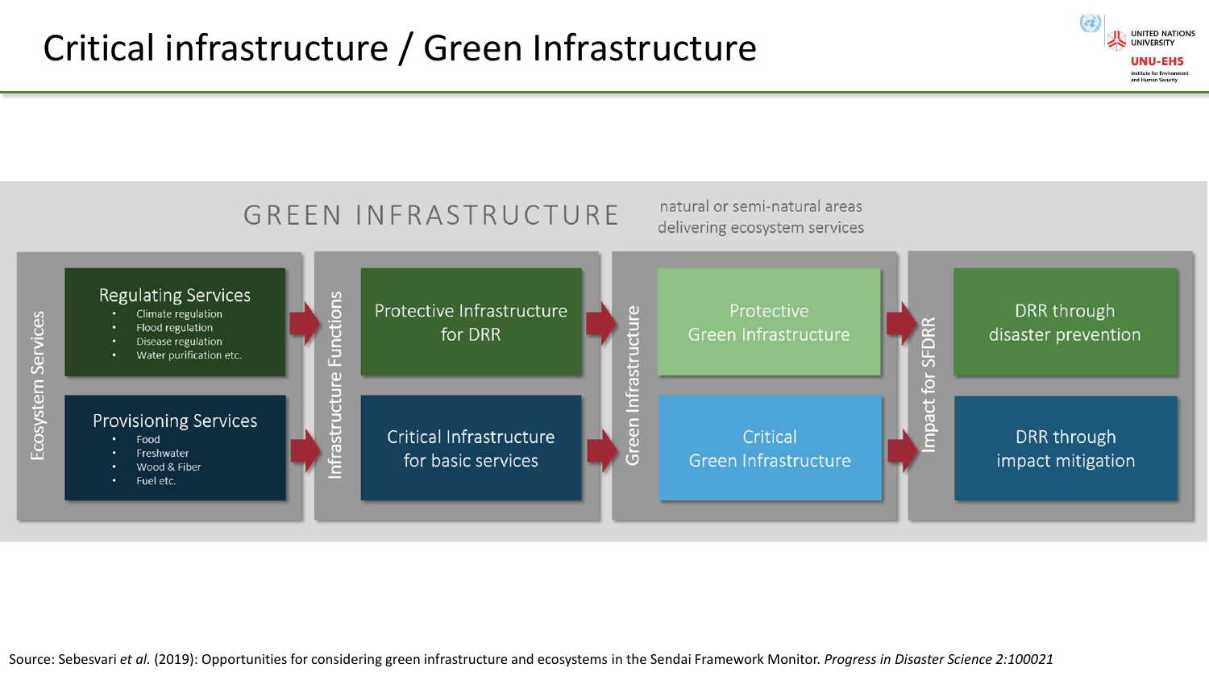# Critical infrastructure / Green Infrastructure

## GREEN INFRASTRUCTURE

natural or semi-natural areas delivering ecosystem services

| Ecosystem Services | Infrastructure Functions | Green Infrastructure | Impact for SFDRR |
|---|---|---|---|
| **Regulating Services**<br>• Climate regulation<br>• Flood regulation<br>• Disease regulation<br>• Water purification etc. | Protective Infrastructure for DRR | Protective Green Infrastructure | DRR through disaster prevention |
| **Provisioning Services**<br>• Food<br>• Freshwater<br>• Wood & Fiber<br>• Fuel etc. | Critical Infrastructure for basic services | Critical Green Infrastructure | DRR through impact mitigation |

Source: Sebesvari *et al.* (2019): Opportunities for considering green infrastructure and ecosystems in the Sendai Framework Monitor. *Progress in Disaster Science 2:100021*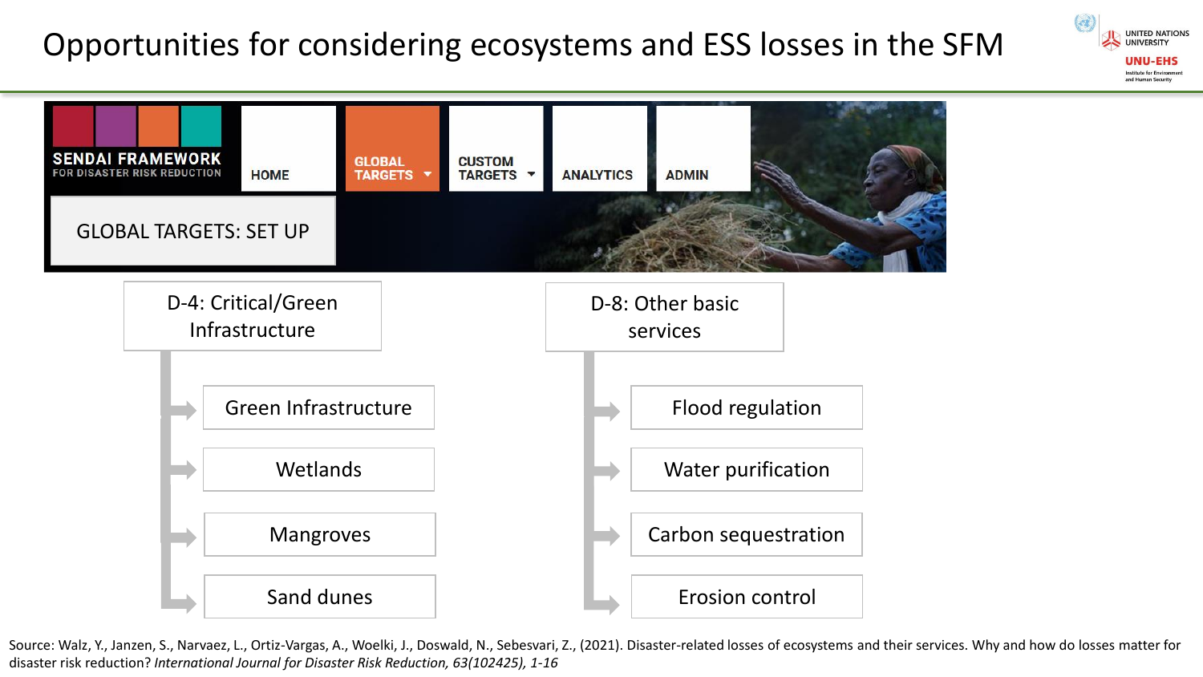# Opportunities for considering ecosystems and ESS losses in the SFM

SENDAI FRAMEWORK FOR DISASTER RISK REDUCTION

HOME | GLOBAL TARGETS | CUSTOM TARGETS | ANALYTICS | ADMIN

GLOBAL TARGETS: SET UP

**D-4: Critical/Green Infrastructure**

- Green Infrastructure
- Wetlands
- Mangroves
- Sand dunes

**D-8: Other basic services**

- Flood regulation
- Water purification
- Carbon sequestration
- Erosion control

Source: Walz, Y., Janzen, S., Narvaez, L., Ortiz-Vargas, A., Woelki, J., Doswald, N., Sebesvari, Z., (2021). Disaster-related losses of ecosystems and their services. Why and how do losses matter for disaster risk reduction? *International Journal for Disaster Risk Reduction, 63(102425), 1-16*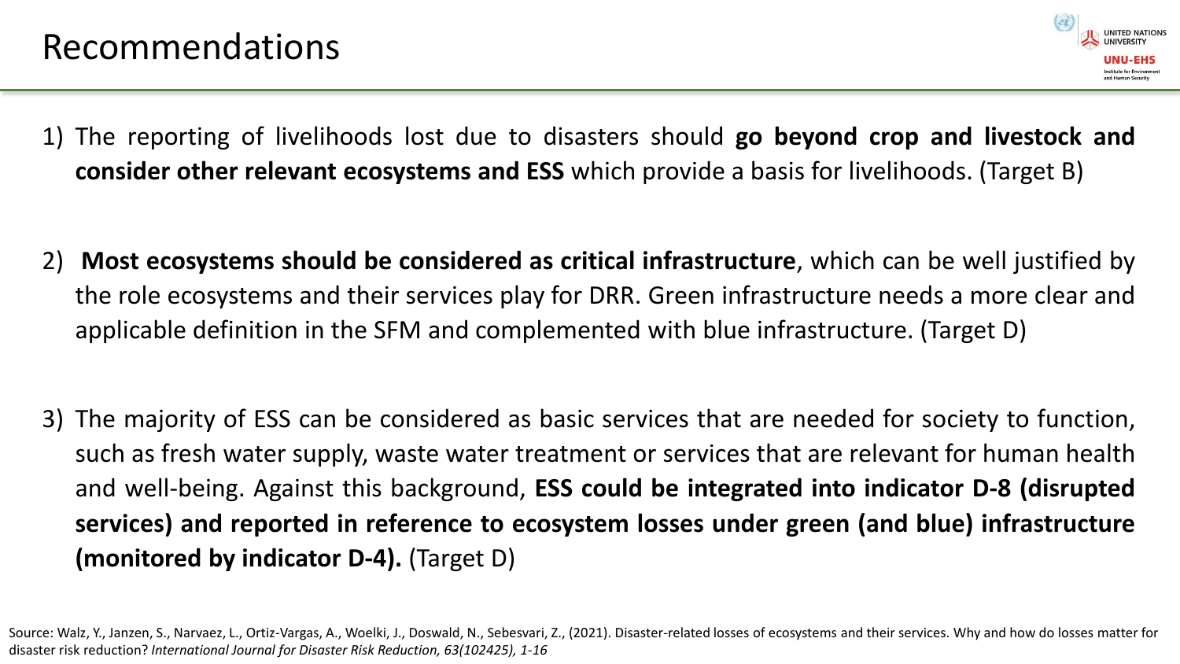# Recommendations

1) The reporting of livelihoods lost due to disasters should **go beyond crop and livestock and consider other relevant ecosystems and ESS** which provide a basis for livelihoods. (Target B)

2) **Most ecosystems should be considered as critical infrastructure**, which can be well justified by the role ecosystems and their services play for DRR. Green infrastructure needs a more clear and applicable definition in the SFM and complemented with blue infrastructure. (Target D)

3) The majority of ESS can be considered as basic services that are needed for society to function, such as fresh water supply, waste water treatment or services that are relevant for human health and well-being. Against this background, **ESS could be integrated into indicator D-8 (disrupted services) and reported in reference to ecosystem losses under green (and blue) infrastructure (monitored by indicator D-4).** (Target D)

Source: Walz, Y., Janzen, S., Narvaez, L., Ortiz-Vargas, A., Woelki, J., Doswald, N., Sebesvari, Z., (2021). Disaster-related losses of ecosystems and their services. Why and how do losses matter for disaster risk reduction? *International Journal for Disaster Risk Reduction, 63(102425), 1-16*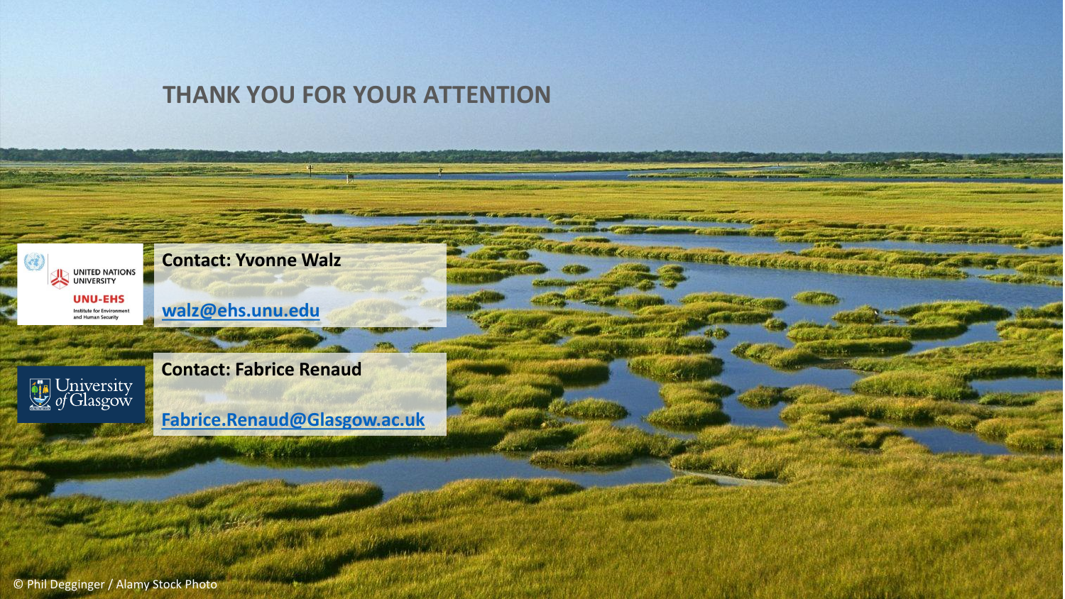# THANK YOU FOR YOUR ATTENTION

UNITED NATIONS UNIVERSITY
UNU-EHS
Institute for Environment and Human Security

**Contact: Yvonne Walz**

walz@ehs.unu.edu

University of Glasgow

**Contact: Fabrice Renaud**

Fabrice.Renaud@Glasgow.ac.uk

© Phil Degginger / Alamy Stock Photo